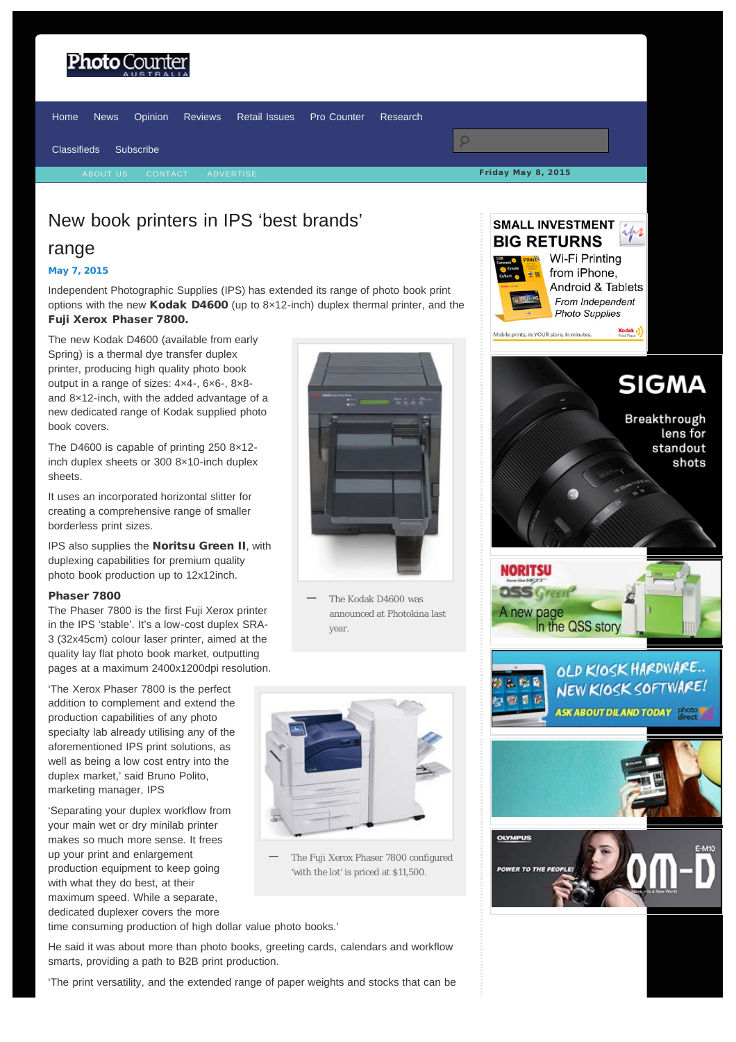# New book printers in IPS 'best brands' range

**May 7, 2015**

Independent Photographic Supplies (IPS) has extended its range of photo book print options with the new **Kodak D4600** (up to 8×12-inch) duplex thermal printer, and the **Fuji Xerox Phaser 7800.**

The new Kodak D4600 (available from early Spring) is a thermal dye transfer duplex printer, producing high quality photo book output in a range of sizes: 4×4-, 6×6-, 8×8- and 8×12-inch, with the added advantage of a new dedicated range of Kodak supplied photo book covers.

The D4600 is capable of printing 250 8×12-inch duplex sheets or 300 8×10-inch duplex sheets.

It uses an incorporated horizontal slitter for creating a comprehensive range of smaller borderless print sizes.

IPS also supplies the **Noritsu Green II**, with duplexing capabilities for premium quality photo book production up to 12x12inch.

The Kodak D4600 was announced at Photokina last year.

### Phaser 7800

The Phaser 7800 is the first Fuji Xerox printer in the IPS 'stable'. It's a low-cost duplex SRA-3 (32x45cm) colour laser printer, aimed at the quality lay flat photo book market, outputting pages at a maximum 2400x1200dpi resolution.

'The Xerox Phaser 7800 is the perfect addition to complement and extend the production capabilities of any photo specialty lab already utilising any of the aforementioned IPS print solutions, as well as being a low cost entry into the duplex market,' said Bruno Polito, marketing manager, IPS

The Fuji Xerox Phaser 7800 configured 'with the lot' is priced at $11,500.

'Separating your duplex workflow from your main wet or dry minilab printer makes so much more sense. It frees up your print and enlargement production equipment to keep going with what they do best, at their maximum speed. While a separate, dedicated duplexer covers the more time consuming production of high dollar value photo books.'

He said it was about more than photo books, greeting cards, calendars and workflow smarts, providing a path to B2B print production.

'The print versatility, and the extended range of paper weights and stocks that can be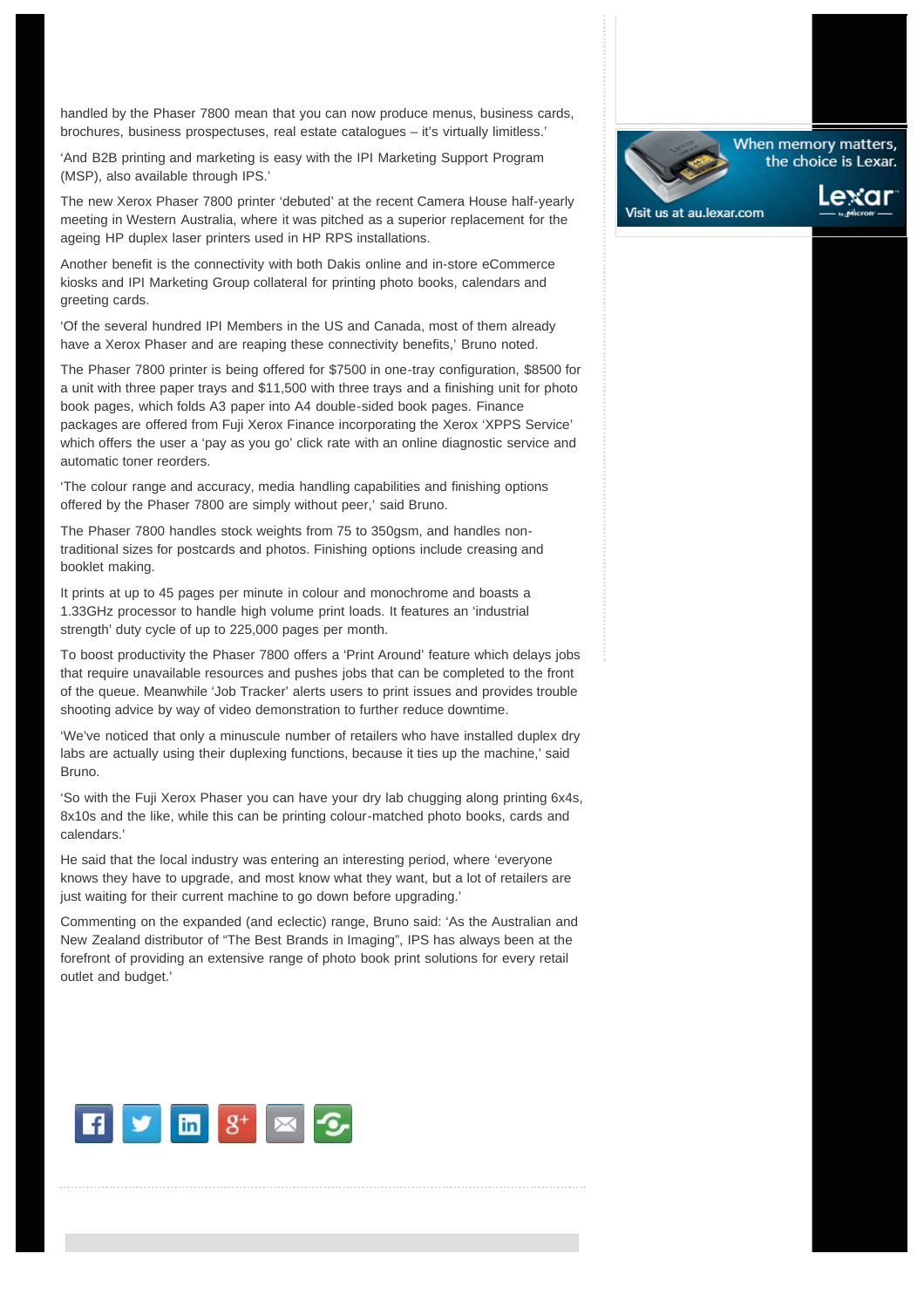handled by the Phaser 7800 mean that you can now produce menus, business cards, brochures, business prospectuses, real estate catalogues – it's virtually limitless.'

'And B2B printing and marketing is easy with the IPI Marketing Support Program (MSP), also available through IPS.'

The new Xerox Phaser 7800 printer 'debuted' at the recent Camera House half-yearly meeting in Western Australia, where it was pitched as a superior replacement for the ageing HP duplex laser printers used in HP RPS installations.

Another benefit is the connectivity with both Dakis online and in-store eCommerce kiosks and IPI Marketing Group collateral for printing photo books, calendars and greeting cards.

'Of the several hundred IPI Members in the US and Canada, most of them already have a Xerox Phaser and are reaping these connectivity benefits,' Bruno noted.

The Phaser 7800 printer is being offered for $7500 in one-tray configuration, $8500 for a unit with three paper trays and $11,500 with three trays and a finishing unit for photo book pages, which folds A3 paper into A4 double-sided book pages. Finance packages are offered from Fuji Xerox Finance incorporating the Xerox 'XPPS Service' which offers the user a 'pay as you go' click rate with an online diagnostic service and automatic toner reorders.

'The colour range and accuracy, media handling capabilities and finishing options offered by the Phaser 7800 are simply without peer,' said Bruno.

The Phaser 7800 handles stock weights from 75 to 350gsm, and handles non-traditional sizes for postcards and photos. Finishing options include creasing and booklet making.

It prints at up to 45 pages per minute in colour and monochrome and boasts a 1.33GHz processor to handle high volume print loads. It features an 'industrial strength' duty cycle of up to 225,000 pages per month.

To boost productivity the Phaser 7800 offers a 'Print Around' feature which delays jobs that require unavailable resources and pushes jobs that can be completed to the front of the queue. Meanwhile 'Job Tracker' alerts users to print issues and provides trouble shooting advice by way of video demonstration to further reduce downtime.

'We've noticed that only a minuscule number of retailers who have installed duplex dry labs are actually using their duplexing functions, because it ties up the machine,' said Bruno.

'So with the Fuji Xerox Phaser you can have your dry lab chugging along printing 6x4s, 8x10s and the like, while this can be printing colour-matched photo books, cards and calendars.'

He said that the local industry was entering an interesting period, where 'everyone knows they have to upgrade, and most know what they want, but a lot of retailers are just waiting for their current machine to go down before upgrading.'

Commenting on the expanded (and eclectic) range, Bruno said: 'As the Australian and New Zealand distributor of "The Best Brands in Imaging", IPS has always been at the forefront of providing an extensive range of photo book print solutions for every retail outlet and budget.'

When memory matters, the choice is Lexar.

Lexar by Micron

Visit us at au.lexar.com